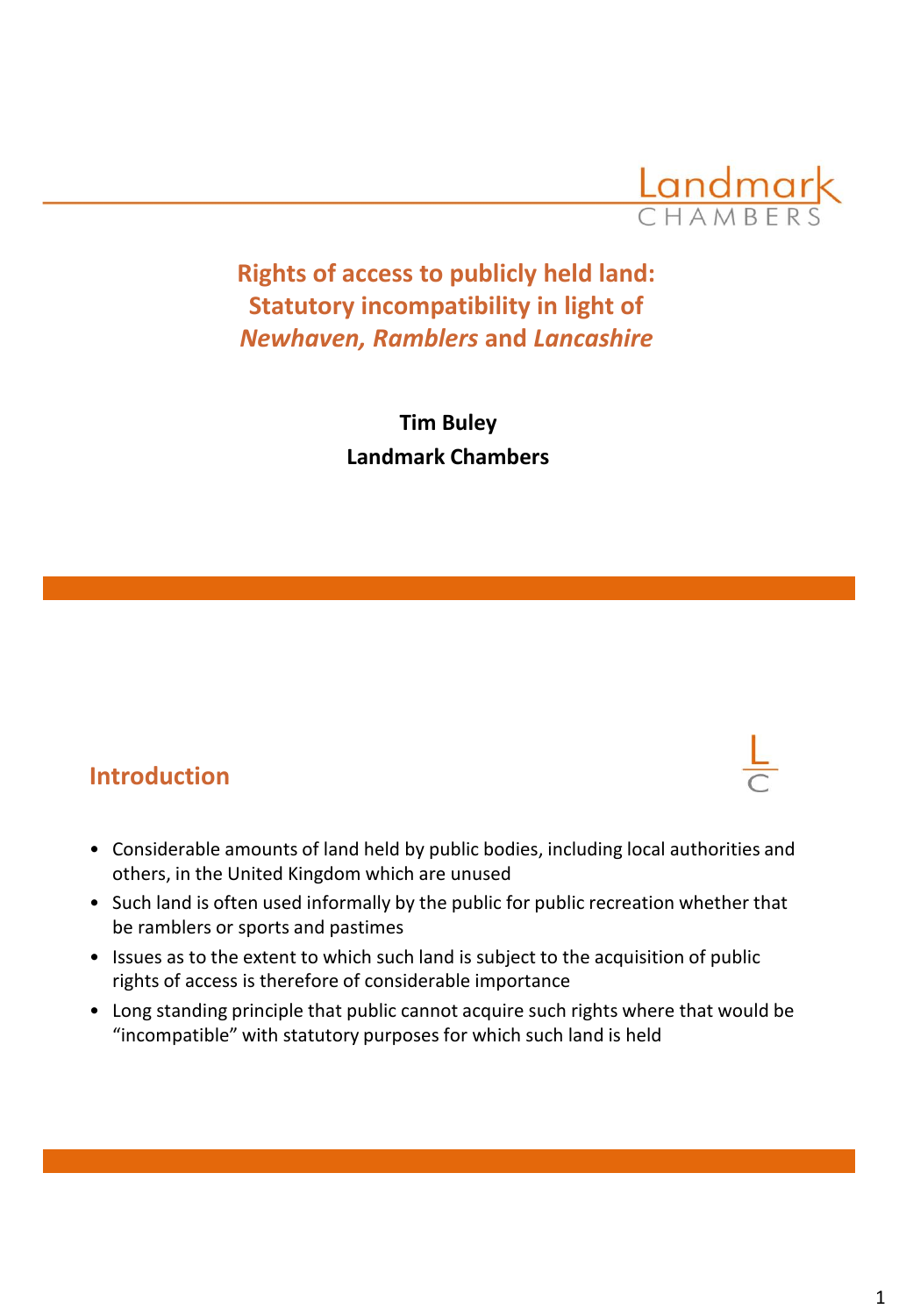# Rights of access to publicly held land: Statutory incompatibility in light of *Newhaven, Ramblers* and *Lancashire*

**Tim Buley**

**Landmark Chambers**

## Introduction

- Considerable amounts of land held by public bodies, including local authorities and others, in the United Kingdom which are unused
- Such land is often used informally by the public for public recreation whether that be ramblers or sports and pastimes
- Issues as to the extent to which such land is subject to the acquisition of public rights of access is therefore of considerable importance
- Long standing principle that public cannot acquire such rights where that would be "incompatible" with statutory purposes for which such land is held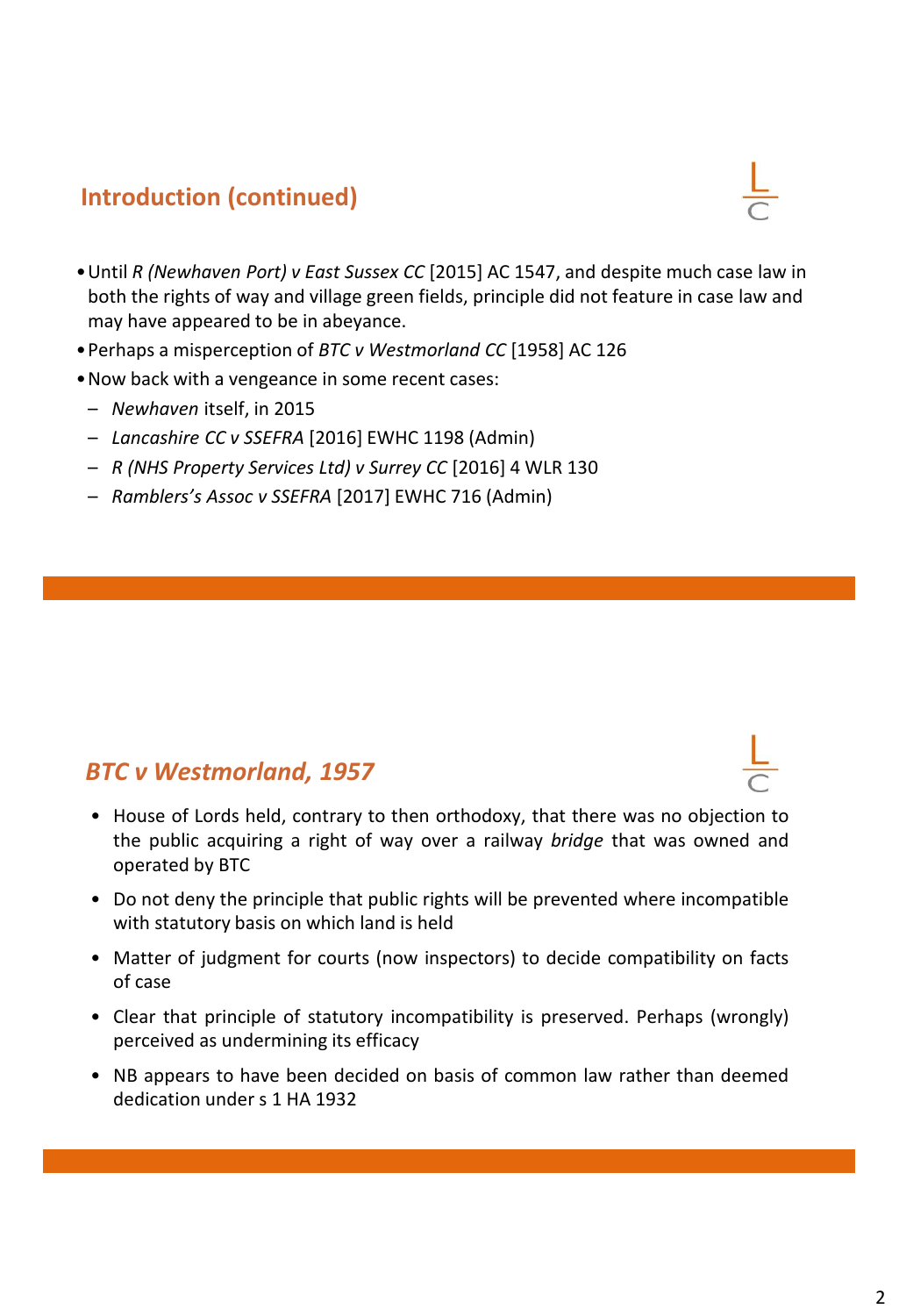## Introduction (continued)

- Until *R (Newhaven Port) v East Sussex CC* [2015] AC 1547, and despite much case law in both the rights of way and village green fields, principle did not feature in case law and may have appeared to be in abeyance.
- Perhaps a misperception of *BTC v Westmorland CC* [1958] AC 126
- Now back with a vengeance in some recent cases:
  - *Newhaven* itself, in 2015
  - *Lancashire CC v SSEFRA* [2016] EWHC 1198 (Admin)
  - *R (NHS Property Services Ltd) v Surrey CC* [2016] 4 WLR 130
  - *Ramblers's Assoc v SSEFRA* [2017] EWHC 716 (Admin)

## *BTC v Westmorland, 1957*

- House of Lords held, contrary to then orthodoxy, that there was no objection to the public acquiring a right of way over a railway *bridge* that was owned and operated by BTC
- Do not deny the principle that public rights will be prevented where incompatible with statutory basis on which land is held
- Matter of judgment for courts (now inspectors) to decide compatibility on facts of case
- Clear that principle of statutory incompatibility is preserved. Perhaps (wrongly) perceived as undermining its efficacy
- NB appears to have been decided on basis of common law rather than deemed dedication under s 1 HA 1932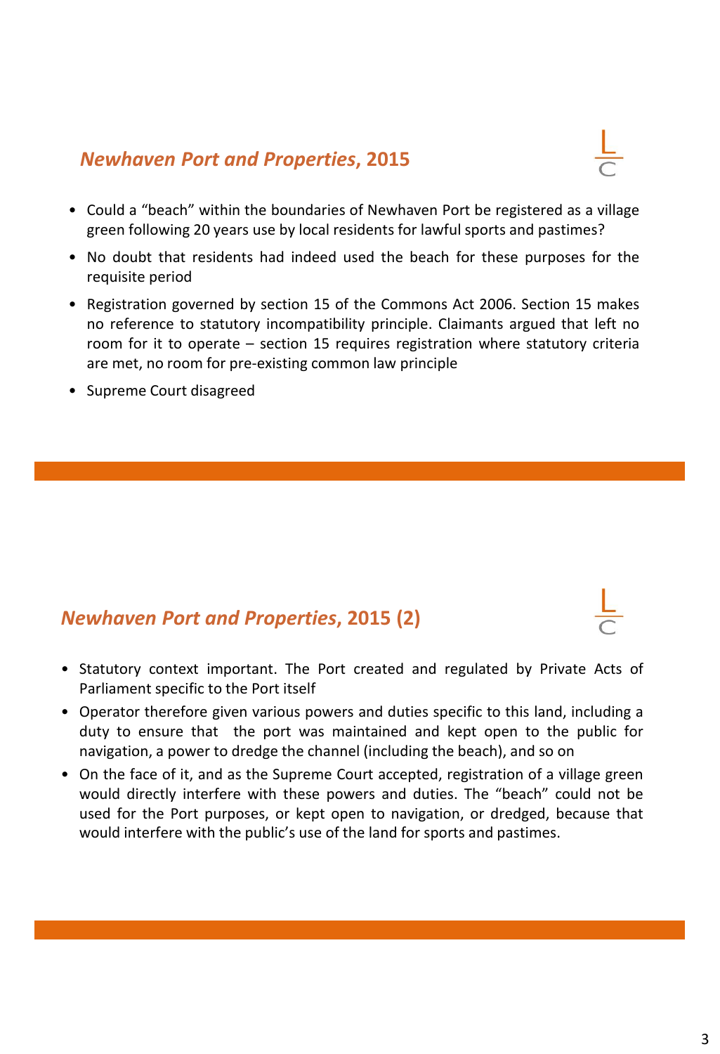## *Newhaven Port and Properties*, 2015

- Could a "beach" within the boundaries of Newhaven Port be registered as a village green following 20 years use by local residents for lawful sports and pastimes?
- No doubt that residents had indeed used the beach for these purposes for the requisite period
- Registration governed by section 15 of the Commons Act 2006. Section 15 makes no reference to statutory incompatibility principle. Claimants argued that left no room for it to operate – section 15 requires registration where statutory criteria are met, no room for pre-existing common law principle
- Supreme Court disagreed

## *Newhaven Port and Properties*, 2015 (2)

- Statutory context important. The Port created and regulated by Private Acts of Parliament specific to the Port itself
- Operator therefore given various powers and duties specific to this land, including a duty to ensure that the port was maintained and kept open to the public for navigation, a power to dredge the channel (including the beach), and so on
- On the face of it, and as the Supreme Court accepted, registration of a village green would directly interfere with these powers and duties. The "beach" could not be used for the Port purposes, or kept open to navigation, or dredged, because that would interfere with the public's use of the land for sports and pastimes.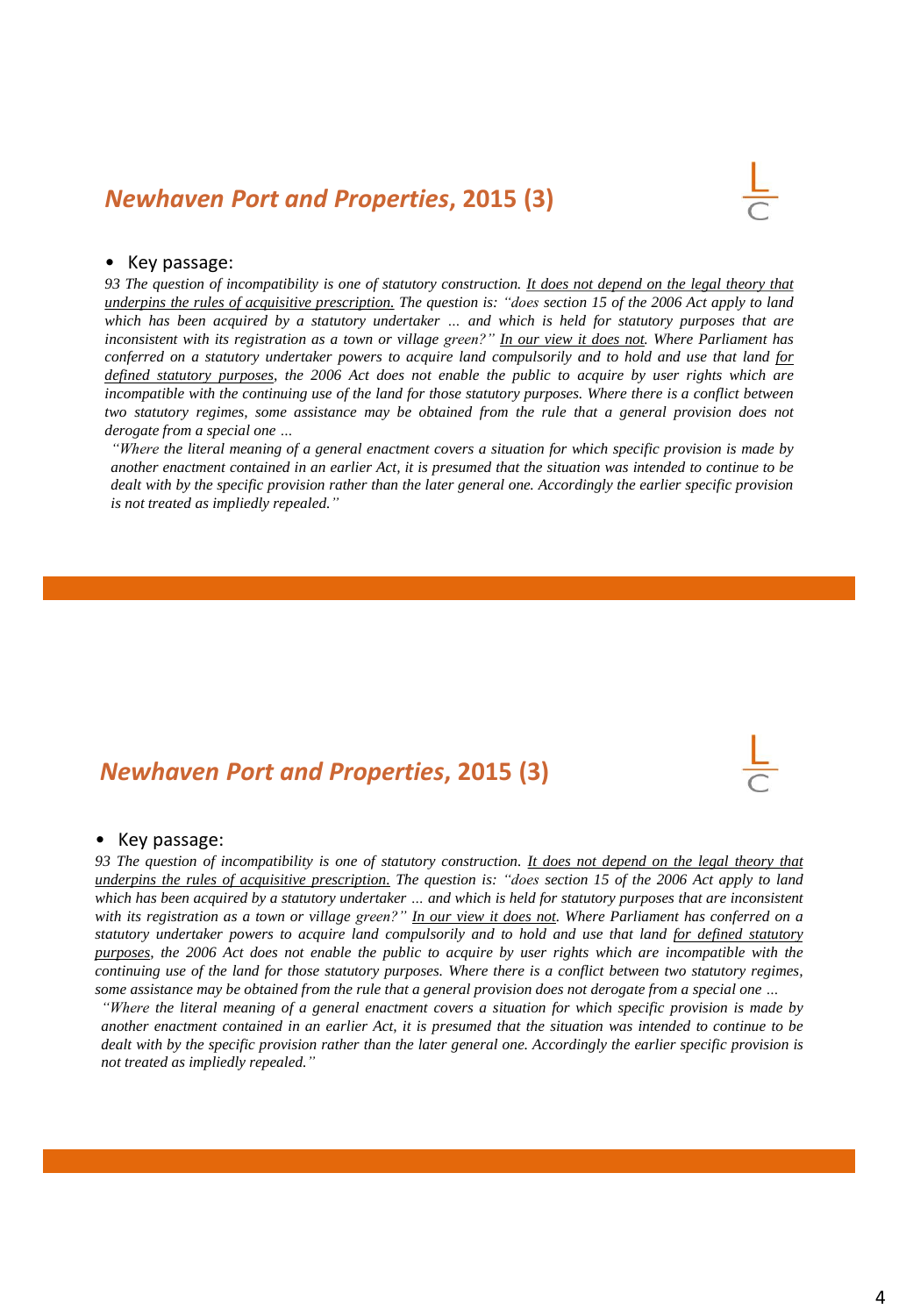## *Newhaven Port and Properties*, 2015 (3)

- Key passage:

*93 The question of incompatibility is one of statutory construction. <u>It does not depend on the legal theory that underpins the rules of acquisitive prescription.</u> The question is: "does section 15 of the 2006 Act apply to land which has been acquired by a statutory undertaker ... and which is held for statutory purposes that are inconsistent with its registration as a town or village green?" <u>In our view it does not</u>. Where Parliament has conferred on a statutory undertaker powers to acquire land compulsorily and to hold and use that land <u>for defined statutory purposes</u>, the 2006 Act does not enable the public to acquire by user rights which are incompatible with the continuing use of the land for those statutory purposes. Where there is a conflict between two statutory regimes, some assistance may be obtained from the rule that a general provision does not derogate from a special one ...*

*"Where the literal meaning of a general enactment covers a situation for which specific provision is made by another enactment contained in an earlier Act, it is presumed that the situation was intended to continue to be dealt with by the specific provision rather than the later general one. Accordingly the earlier specific provision is not treated as impliedly repealed."*

## *Newhaven Port and Properties*, 2015 (3)

- Key passage:

*93 The question of incompatibility is one of statutory construction. <u>It does not depend on the legal theory that underpins the rules of acquisitive prescription.</u> The question is: "does section 15 of the 2006 Act apply to land which has been acquired by a statutory undertaker ... and which is held for statutory purposes that are inconsistent with its registration as a town or village green?" <u>In our view it does not</u>. Where Parliament has conferred on a statutory undertaker powers to acquire land compulsorily and to hold and use that land <u>for defined statutory purposes</u>, the 2006 Act does not enable the public to acquire by user rights which are incompatible with the continuing use of the land for those statutory purposes. Where there is a conflict between two statutory regimes, some assistance may be obtained from the rule that a general provision does not derogate from a special one ...*

*"Where the literal meaning of a general enactment covers a situation for which specific provision is made by another enactment contained in an earlier Act, it is presumed that the situation was intended to continue to be dealt with by the specific provision rather than the later general one. Accordingly the earlier specific provision is not treated as impliedly repealed."*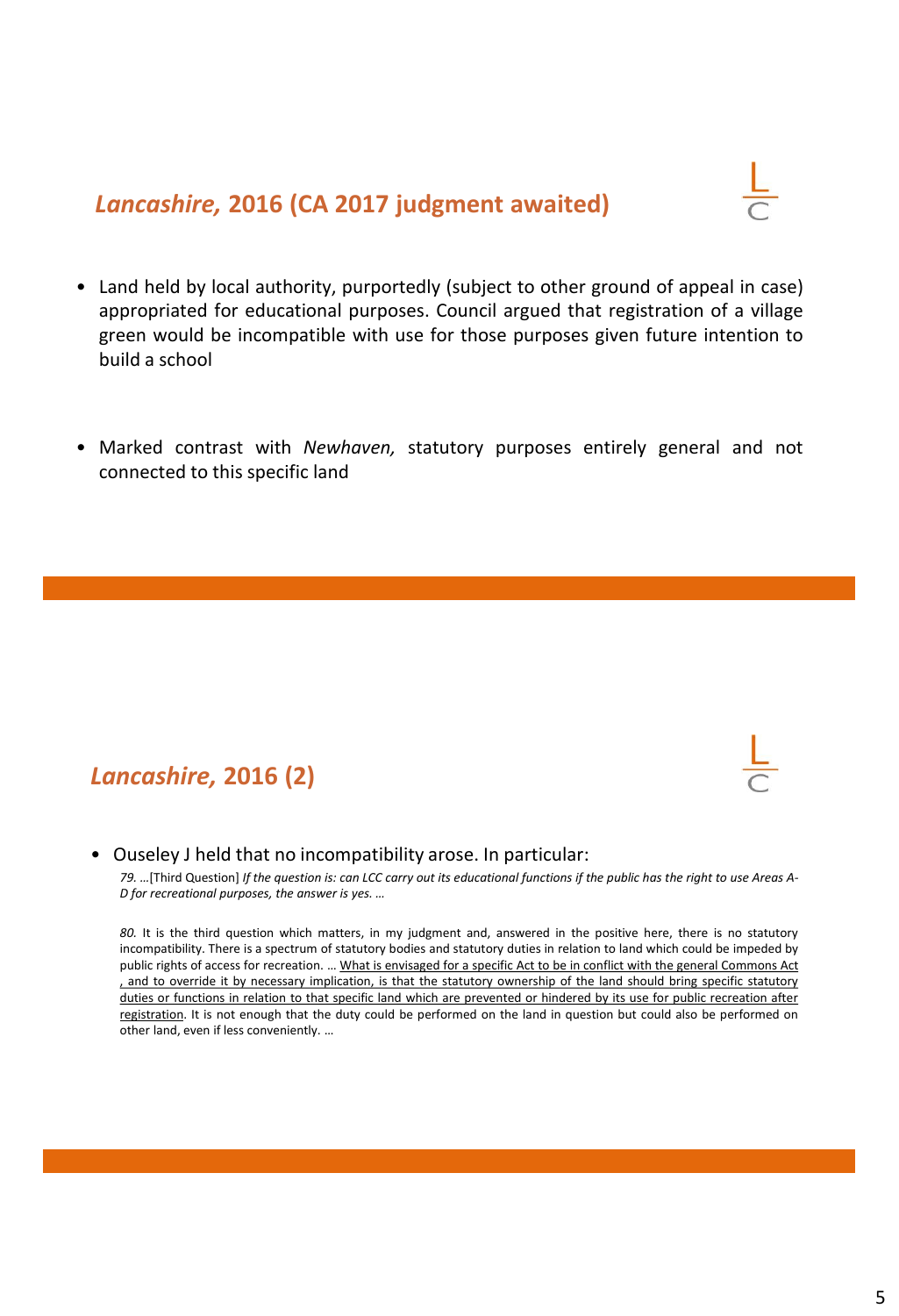## *Lancashire,* 2016 (CA 2017 judgment awaited)

- Land held by local authority, purportedly (subject to other ground of appeal in case) appropriated for educational purposes. Council argued that registration of a village green would be incompatible with use for those purposes given future intention to build a school

- Marked contrast with *Newhaven,* statutory purposes entirely general and not connected to this specific land

## *Lancashire,* 2016 (2)

- Ouseley J held that no incompatibility arose. In particular:

  *79. …*[Third Question] *If the question is: can LCC carry out its educational functions if the public has the right to use Areas A-D for recreational purposes, the answer is yes. …*

  *80.* It is the third question which matters, in my judgment and, answered in the positive here, there is no statutory incompatibility. There is a spectrum of statutory bodies and statutory duties in relation to land which could be impeded by public rights of access for recreation. … <u>What is envisaged for a specific Act to be in conflict with the general Commons Act , and to override it by necessary implication, is that the statutory ownership of the land should bring specific statutory duties or functions in relation to that specific land which are prevented or hindered by its use for public recreation after registration</u>. It is not enough that the duty could be performed on the land in question but could also be performed on other land, even if less conveniently. …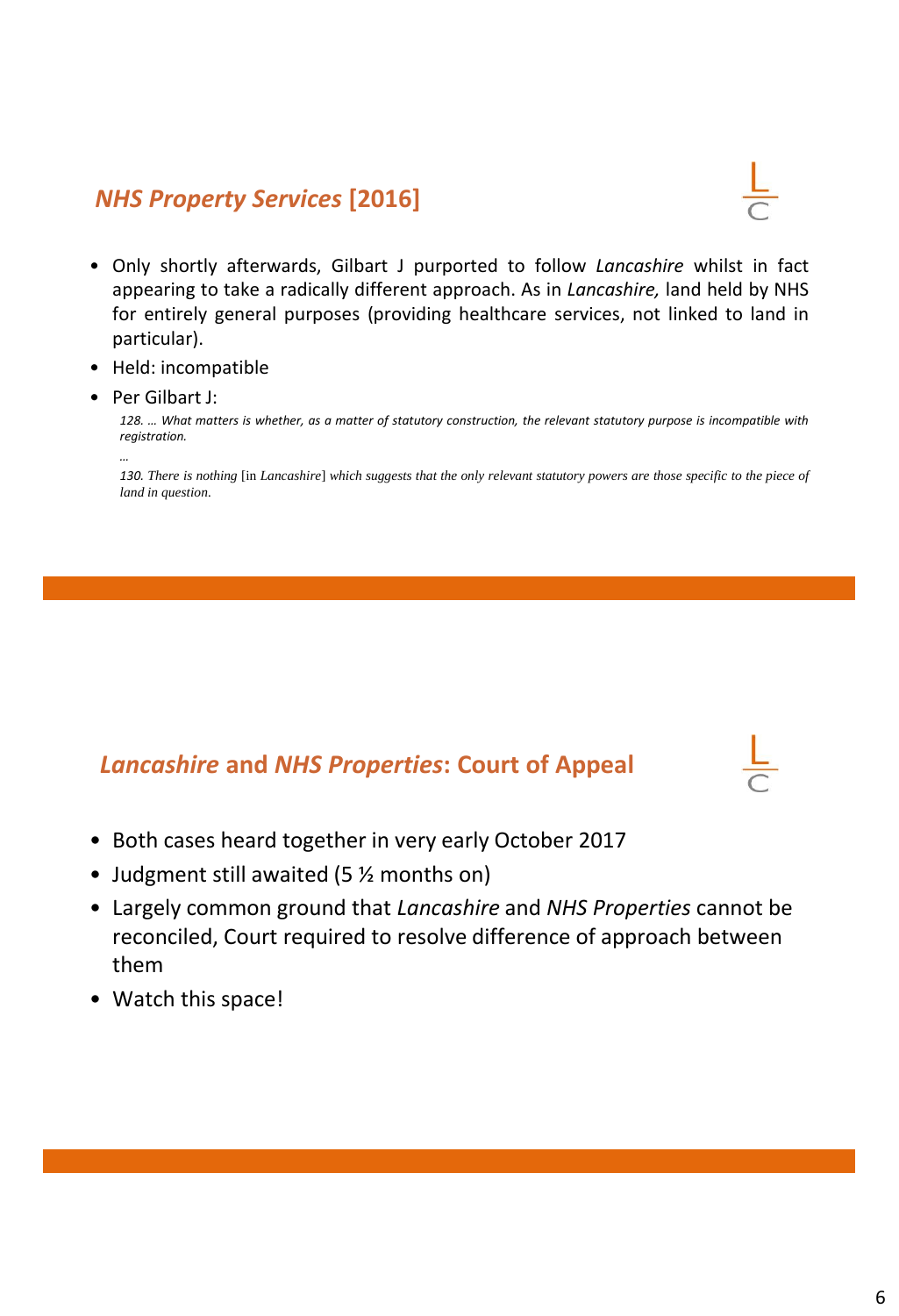## *NHS Property Services* [2016]

- Only shortly afterwards, Gilbart J purported to follow *Lancashire* whilst in fact appearing to take a radically different approach. As in *Lancashire,* land held by NHS for entirely general purposes (providing healthcare services, not linked to land in particular).
- Held: incompatible
- Per Gilbart J:

  *128. … What matters is whether, as a matter of statutory construction, the relevant statutory purpose is incompatible with registration.*

  *…*

  *130. There is nothing* [in *Lancashire*] *which suggests that the only relevant statutory powers are those specific to the piece of land in question.*

## *Lancashire* and *NHS Properties*: Court of Appeal

- Both cases heard together in very early October 2017
- Judgment still awaited (5 ½ months on)
- Largely common ground that *Lancashire* and *NHS Properties* cannot be reconciled, Court required to resolve difference of approach between them
- Watch this space!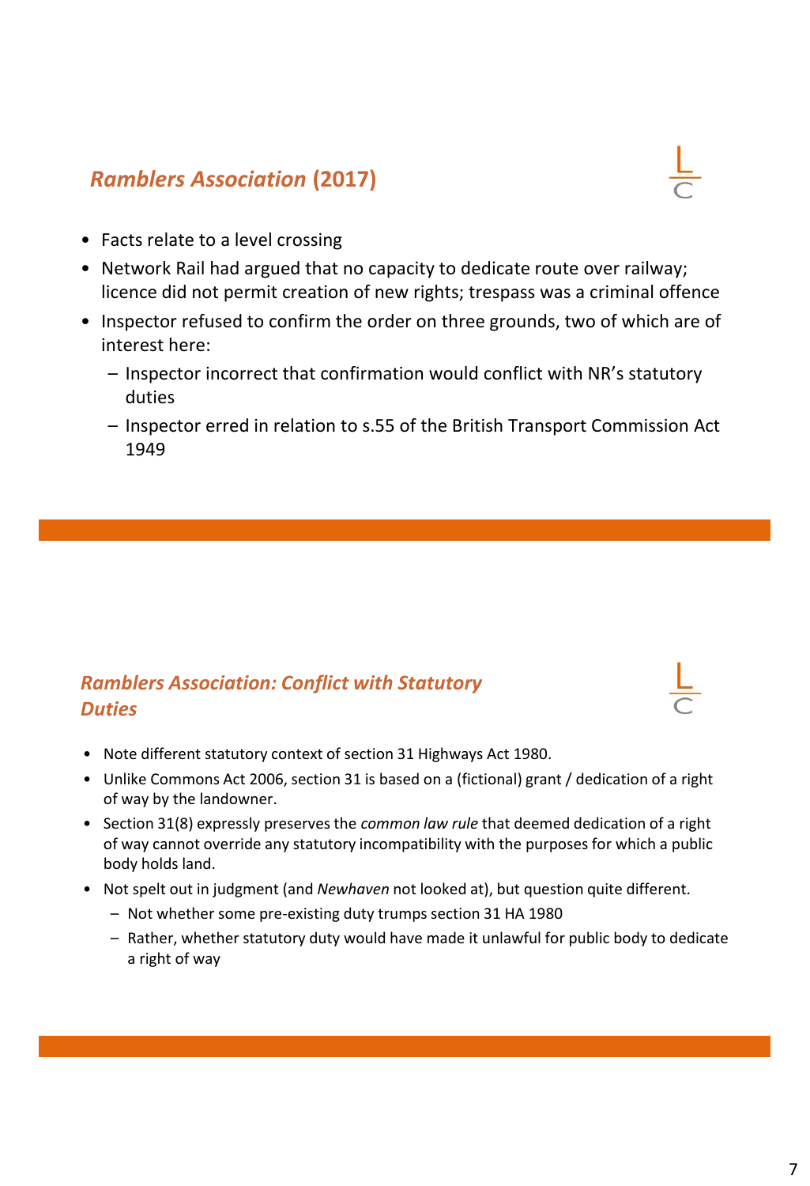## *Ramblers Association* (2017)

- Facts relate to a level crossing
- Network Rail had argued that no capacity to dedicate route over railway; licence did not permit creation of new rights; trespass was a criminal offence
- Inspector refused to confirm the order on three grounds, two of which are of interest here:
  - Inspector incorrect that confirmation would conflict with NR's statutory duties
  - Inspector erred in relation to s.55 of the British Transport Commission Act 1949

## *Ramblers Association: Conflict with Statutory Duties*

- Note different statutory context of section 31 Highways Act 1980.
- Unlike Commons Act 2006, section 31 is based on a (fictional) grant / dedication of a right of way by the landowner.
- Section 31(8) expressly preserves the *common law rule* that deemed dedication of a right of way cannot override any statutory incompatibility with the purposes for which a public body holds land.
- Not spelt out in judgment (and *Newhaven* not looked at), but question quite different.
  - Not whether some pre-existing duty trumps section 31 HA 1980
  - Rather, whether statutory duty would have made it unlawful for public body to dedicate a right of way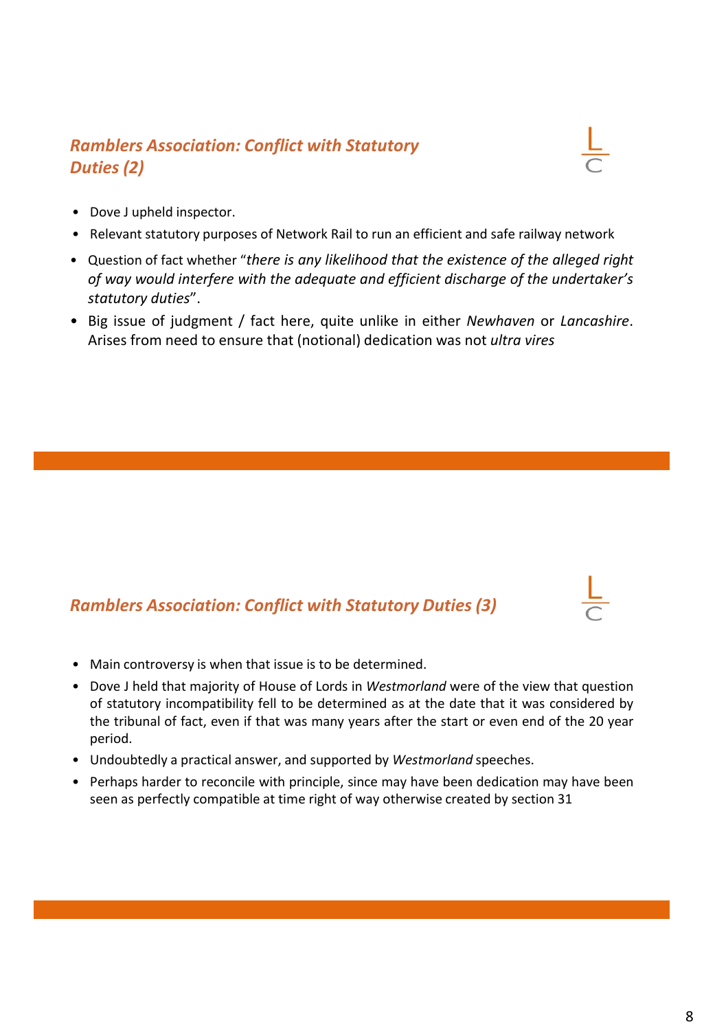## *Ramblers Association: Conflict with Statutory Duties (2)*

- Dove J upheld inspector.
- Relevant statutory purposes of Network Rail to run an efficient and safe railway network
- Question of fact whether "*there is any likelihood that the existence of the alleged right of way would interfere with the adequate and efficient discharge of the undertaker's statutory duties*".
- Big issue of judgment / fact here, quite unlike in either *Newhaven* or *Lancashire*. Arises from need to ensure that (notional) dedication was not *ultra vires*

## *Ramblers Association: Conflict with Statutory Duties (3)*

- Main controversy is when that issue is to be determined.
- Dove J held that majority of House of Lords in *Westmorland* were of the view that question of statutory incompatibility fell to be determined as at the date that it was considered by the tribunal of fact, even if that was many years after the start or even end of the 20 year period.
- Undoubtedly a practical answer, and supported by *Westmorland* speeches.
- Perhaps harder to reconcile with principle, since may have been dedication may have been seen as perfectly compatible at time right of way otherwise created by section 31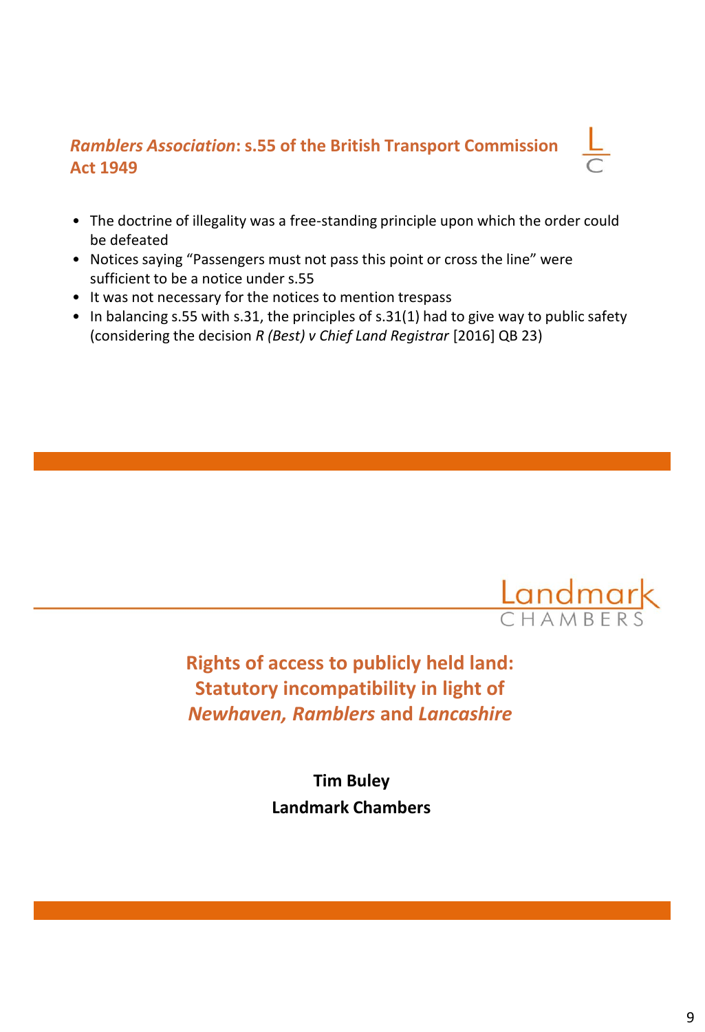## *Ramblers Association*: s.55 of the British Transport Commission Act 1949

- The doctrine of illegality was a free-standing principle upon which the order could be defeated
- Notices saying "Passengers must not pass this point or cross the line" were sufficient to be a notice under s.55
- It was not necessary for the notices to mention trespass
- In balancing s.55 with s.31, the principles of s.31(1) had to give way to public safety (considering the decision *R (Best) v Chief Land Registrar* [2016] QB 23)

Landmark CHAMBERS

## Rights of access to publicly held land: Statutory incompatibility in light of *Newhaven, Ramblers* and *Lancashire*

**Tim Buley**

**Landmark Chambers**